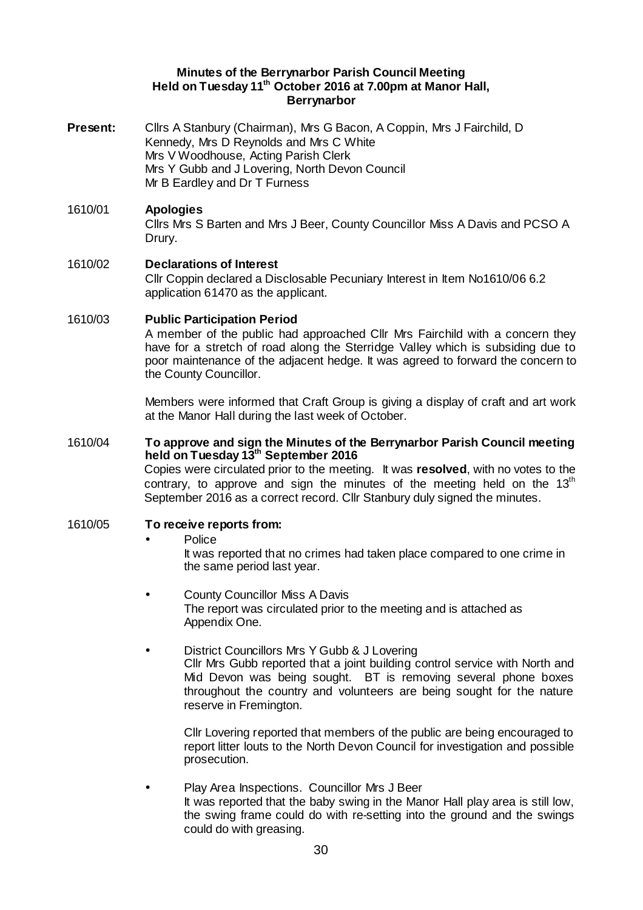**Minutes of the Berrynarbor Parish Council Meeting**
**Held on Tuesday 11th October 2016 at 7.00pm at Manor Hall, Berrynarbor**

**Present:** Cllrs A Stanbury (Chairman), Mrs G Bacon, A Coppin, Mrs J Fairchild, D Kennedy, Mrs D Reynolds and Mrs C White
Mrs V Woodhouse, Acting Parish Clerk
Mrs Y Gubb and J Lovering, North Devon Council
Mr B Eardley and Dr T Furness

1610/01 **Apologies**

Cllrs Mrs S Barten and Mrs J Beer, County Councillor Miss A Davis and PCSO A Drury.

1610/02 **Declarations of Interest**

Cllr Coppin declared a Disclosable Pecuniary Interest in Item No1610/06 6.2 application 61470 as the applicant.

1610/03 **Public Participation Period**

A member of the public had approached Cllr Mrs Fairchild with a concern they have for a stretch of road along the Sterridge Valley which is subsiding due to poor maintenance of the adjacent hedge. It was agreed to forward the concern to the County Councillor.

Members were informed that Craft Group is giving a display of craft and art work at the Manor Hall during the last week of October.

1610/04 **To approve and sign the Minutes of the Berrynarbor Parish Council meeting held on Tuesday 13th September 2016**

Copies were circulated prior to the meeting. It was **resolved**, with no votes to the contrary, to approve and sign the minutes of the meeting held on the 13th September 2016 as a correct record. Cllr Stanbury duly signed the minutes.

1610/05 **To receive reports from:**

- Police
  It was reported that no crimes had taken place compared to one crime in the same period last year.

- County Councillor Miss A Davis
  The report was circulated prior to the meeting and is attached as Appendix One.

- District Councillors Mrs Y Gubb & J Lovering
  Cllr Mrs Gubb reported that a joint building control service with North and Mid Devon was being sought. BT is removing several phone boxes throughout the country and volunteers are being sought for the nature reserve in Fremington.

  Cllr Lovering reported that members of the public are being encouraged to report litter louts to the North Devon Council for investigation and possible prosecution.

- Play Area Inspections. Councillor Mrs J Beer
  It was reported that the baby swing in the Manor Hall play area is still low, the swing frame could do with re-setting into the ground and the swings could do with greasing.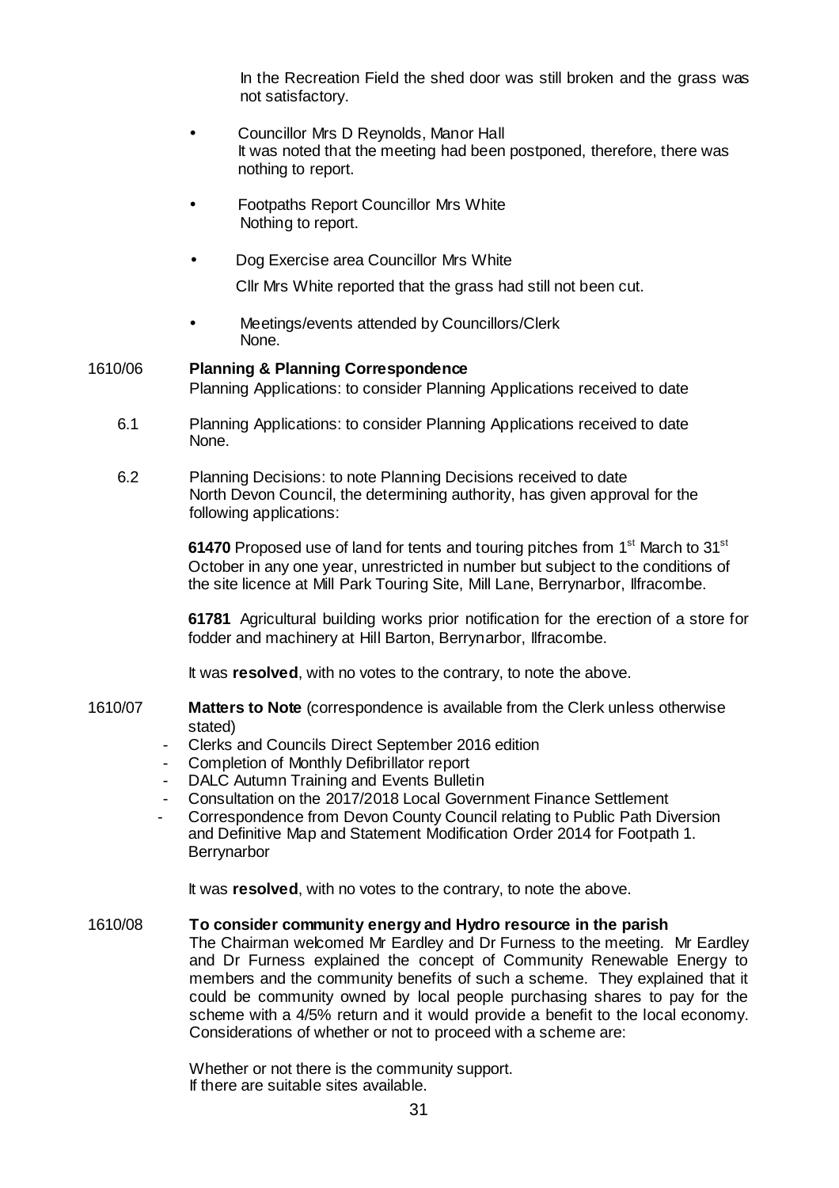In the Recreation Field the shed door was still broken and the grass was not satisfactory.

- Councillor Mrs D Reynolds, Manor Hall
  It was noted that the meeting had been postponed, therefore, there was nothing to report.

- Footpaths Report Councillor Mrs White
  Nothing to report.

- Dog Exercise area Councillor Mrs White
  Cllr Mrs White reported that the grass had still not been cut.

- Meetings/events attended by Councillors/Clerk
  None.

**1610/06 Planning & Planning Correspondence**

Planning Applications: to consider Planning Applications received to date

6.1 Planning Applications: to consider Planning Applications received to date
None.

6.2 Planning Decisions: to note Planning Decisions received to date
North Devon Council, the determining authority, has given approval for the following applications:

**61470** Proposed use of land for tents and touring pitches from 1st March to 31st October in any one year, unrestricted in number but subject to the conditions of the site licence at Mill Park Touring Site, Mill Lane, Berrynarbor, Ilfracombe.

**61781** Agricultural building works prior notification for the erection of a store for fodder and machinery at Hill Barton, Berrynarbor, Ilfracombe.

It was **resolved**, with no votes to the contrary, to note the above.

**1610/07 Matters to Note** (correspondence is available from the Clerk unless otherwise stated)

- Clerks and Councils Direct September 2016 edition
- Completion of Monthly Defibrillator report
- DALC Autumn Training and Events Bulletin
- Consultation on the 2017/2018 Local Government Finance Settlement
- Correspondence from Devon County Council relating to Public Path Diversion and Definitive Map and Statement Modification Order 2014 for Footpath 1. Berrynarbor

It was **resolved**, with no votes to the contrary, to note the above.

**1610/08 To consider community energy and Hydro resource in the parish**

The Chairman welcomed Mr Eardley and Dr Furness to the meeting. Mr Eardley and Dr Furness explained the concept of Community Renewable Energy to members and the community benefits of such a scheme. They explained that it could be community owned by local people purchasing shares to pay for the scheme with a 4/5% return and it would provide a benefit to the local economy. Considerations of whether or not to proceed with a scheme are:

Whether or not there is the community support.
If there are suitable sites available.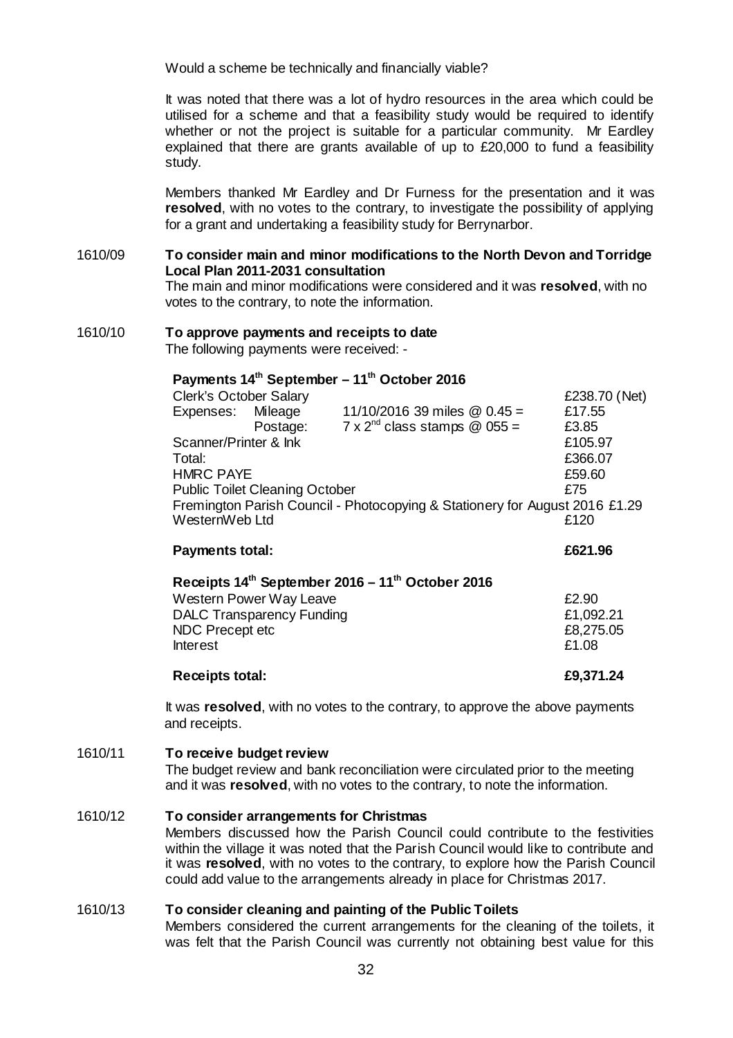Would a scheme be technically and financially viable?

It was noted that there was a lot of hydro resources in the area which could be utilised for a scheme and that a feasibility study would be required to identify whether or not the project is suitable for a particular community. Mr Eardley explained that there are grants available of up to £20,000 to fund a feasibility study.

Members thanked Mr Eardley and Dr Furness for the presentation and it was **resolved**, with no votes to the contrary, to investigate the possibility of applying for a grant and undertaking a feasibility study for Berrynarbor.

**1610/09 To consider main and minor modifications to the North Devon and Torridge Local Plan 2011-2031 consultation**

The main and minor modifications were considered and it was **resolved**, with no votes to the contrary, to note the information.

**1610/10 To approve payments and receipts to date**

The following payments were received: -

**Payments 14th September – 11th October 2016**

| | | | |
|---|---|---|---|
| Clerk's October Salary | | | £238.70 (Net) |
| Expenses: | Mileage | 11/10/2016 39 miles @ 0.45 = | £17.55 |
| | Postage: | 7 x 2nd class stamps @ 055 = | £3.85 |
| Scanner/Printer & Ink | | | £105.97 |
| Total: | | | £366.07 |
| HMRC PAYE | | | £59.60 |
| Public Toilet Cleaning October | | | £75 |
| Fremington Parish Council - Photocopying & Stationery for August 2016 | | | £1.29 |
| WesternWeb Ltd | | | £120 |
| **Payments total:** | | | **£621.96** |

**Receipts 14th September 2016 – 11th October 2016**

| | |
|---|---|
| Western Power Way Leave | £2.90 |
| DALC Transparency Funding | £1,092.21 |
| NDC Precept etc | £8,275.05 |
| Interest | £1.08 |
| **Receipts total:** | **£9,371.24** |

It was **resolved**, with no votes to the contrary, to approve the above payments and receipts.

**1610/11 To receive budget review**

The budget review and bank reconciliation were circulated prior to the meeting and it was **resolved**, with no votes to the contrary, to note the information.

**1610/12 To consider arrangements for Christmas**

Members discussed how the Parish Council could contribute to the festivities within the village it was noted that the Parish Council would like to contribute and it was **resolved**, with no votes to the contrary, to explore how the Parish Council could add value to the arrangements already in place for Christmas 2017.

**1610/13 To consider cleaning and painting of the Public Toilets**

Members considered the current arrangements for the cleaning of the toilets, it was felt that the Parish Council was currently not obtaining best value for this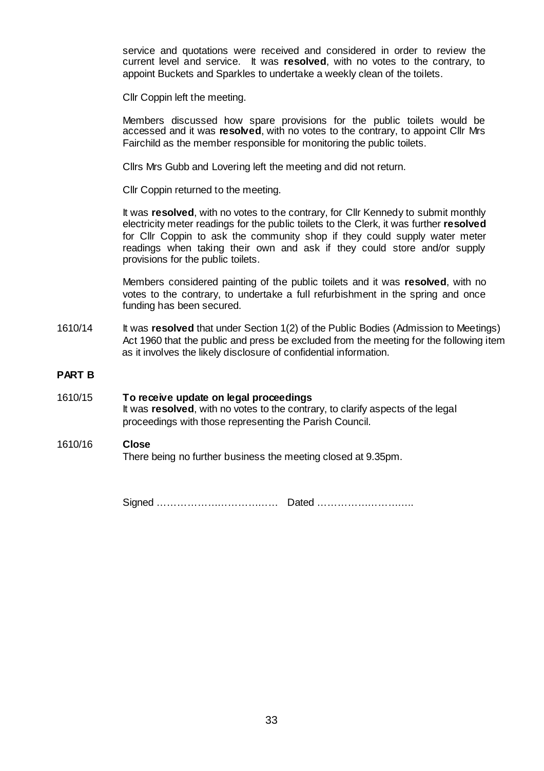service and quotations were received and considered in order to review the current level and service. It was **resolved**, with no votes to the contrary, to appoint Buckets and Sparkles to undertake a weekly clean of the toilets.

Cllr Coppin left the meeting.

Members discussed how spare provisions for the public toilets would be accessed and it was **resolved**, with no votes to the contrary, to appoint Cllr Mrs Fairchild as the member responsible for monitoring the public toilets.

Cllrs Mrs Gubb and Lovering left the meeting and did not return.

Cllr Coppin returned to the meeting.

It was **resolved**, with no votes to the contrary, for Cllr Kennedy to submit monthly electricity meter readings for the public toilets to the Clerk, it was further **resolved** for Cllr Coppin to ask the community shop if they could supply water meter readings when taking their own and ask if they could store and/or supply provisions for the public toilets.

Members considered painting of the public toilets and it was **resolved**, with no votes to the contrary, to undertake a full refurbishment in the spring and once funding has been secured.

1610/14 It was **resolved** that under Section 1(2) of the Public Bodies (Admission to Meetings) Act 1960 that the public and press be excluded from the meeting for the following item as it involves the likely disclosure of confidential information.

**PART B**

1610/15 **To receive update on legal proceedings**

It was **resolved**, with no votes to the contrary, to clarify aspects of the legal proceedings with those representing the Parish Council.

1610/16 **Close**

There being no further business the meeting closed at 9.35pm.

Signed ……………………………… Dated ………………………..